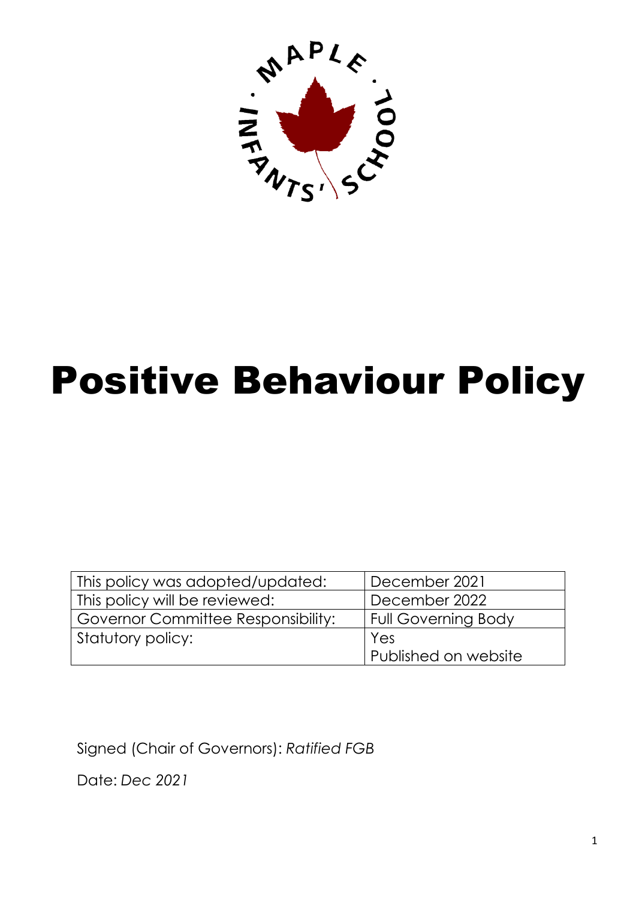# Positive Behaviour Policy

| | |
|---|---|
| This policy was adopted/updated: | December 2021 |
| This policy will be reviewed: | December 2022 |
| Governor Committee Responsibility: | Full Governing Body |
| Statutory policy: | Yes<br>Published on website |

Signed (Chair of Governors): *Ratified FGB*

Date: *Dec 2021*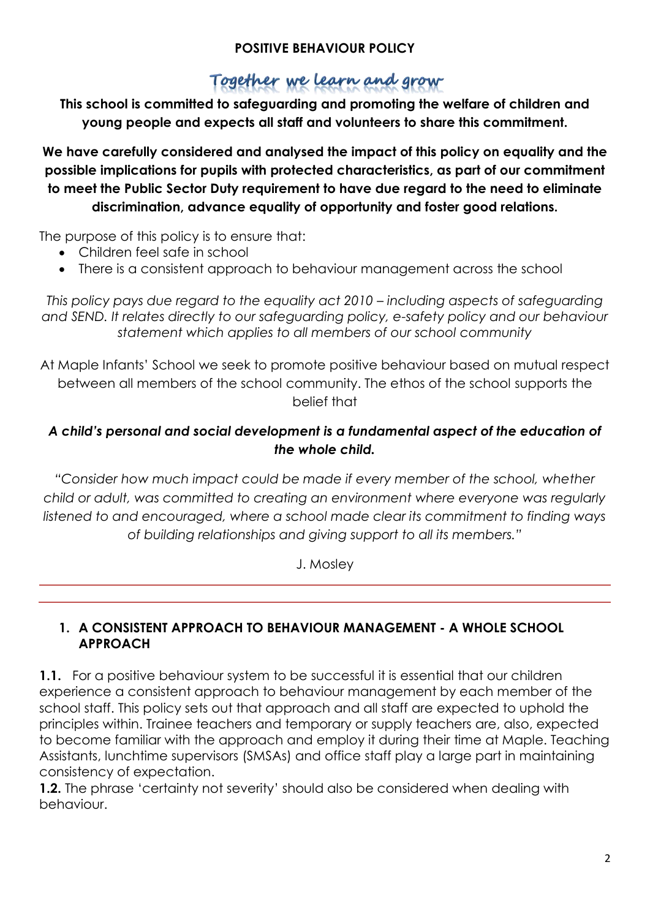**POSITIVE BEHAVIOUR POLICY**

# Together we learn and grow

**This school is committed to safeguarding and promoting the welfare of children and young people and expects all staff and volunteers to share this commitment.**

**We have carefully considered and analysed the impact of this policy on equality and the possible implications for pupils with protected characteristics, as part of our commitment to meet the Public Sector Duty requirement to have due regard to the need to eliminate discrimination, advance equality of opportunity and foster good relations.**

The purpose of this policy is to ensure that:

- Children feel safe in school
- There is a consistent approach to behaviour management across the school

*This policy pays due regard to the equality act 2010 – including aspects of safeguarding and SEND. It relates directly to our safeguarding policy, e-safety policy and our behaviour statement which applies to all members of our school community*

At Maple Infants' School we seek to promote positive behaviour based on mutual respect between all members of the school community. The ethos of the school supports the belief that

***A child's personal and social development is a fundamental aspect of the education of the whole child.***

*"Consider how much impact could be made if every member of the school, whether child or adult, was committed to creating an environment where everyone was regularly listened to and encouraged, where a school made clear its commitment to finding ways of building relationships and giving support to all its members."*

J. Mosley

---

## 1. A CONSISTENT APPROACH TO BEHAVIOUR MANAGEMENT - A WHOLE SCHOOL APPROACH

**1.1.** For a positive behaviour system to be successful it is essential that our children experience a consistent approach to behaviour management by each member of the school staff. This policy sets out that approach and all staff are expected to uphold the principles within. Trainee teachers and temporary or supply teachers are, also, expected to become familiar with the approach and employ it during their time at Maple. Teaching Assistants, lunchtime supervisors (SMSAs) and office staff play a large part in maintaining consistency of expectation.

**1.2.** The phrase 'certainty not severity' should also be considered when dealing with behaviour.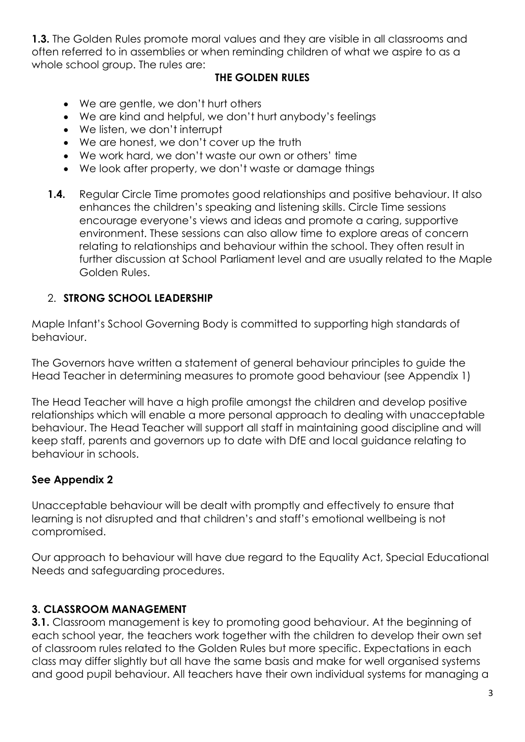**1.3.** The Golden Rules promote moral values and they are visible in all classrooms and often referred to in assemblies or when reminding children of what we aspire to as a whole school group. The rules are:

**THE GOLDEN RULES**

- We are gentle, we don't hurt others
- We are kind and helpful, we don't hurt anybody's feelings
- We listen, we don't interrupt
- We are honest, we don't cover up the truth
- We work hard, we don't waste our own or others' time
- We look after property, we don't waste or damage things

**1.4.** Regular Circle Time promotes good relationships and positive behaviour. It also enhances the children's speaking and listening skills. Circle Time sessions encourage everyone's views and ideas and promote a caring, supportive environment. These sessions can also allow time to explore areas of concern relating to relationships and behaviour within the school. They often result in further discussion at School Parliament level and are usually related to the Maple Golden Rules.

## 2. STRONG SCHOOL LEADERSHIP

Maple Infant's School Governing Body is committed to supporting high standards of behaviour.

The Governors have written a statement of general behaviour principles to guide the Head Teacher in determining measures to promote good behaviour (see Appendix 1)

The Head Teacher will have a high profile amongst the children and develop positive relationships which will enable a more personal approach to dealing with unacceptable behaviour. The Head Teacher will support all staff in maintaining good discipline and will keep staff, parents and governors up to date with DfE and local guidance relating to behaviour in schools.

**See Appendix 2**

Unacceptable behaviour will be dealt with promptly and effectively to ensure that learning is not disrupted and that children's and staff's emotional wellbeing is not compromised.

Our approach to behaviour will have due regard to the Equality Act, Special Educational Needs and safeguarding procedures.

## 3. CLASSROOM MANAGEMENT

**3.1.** Classroom management is key to promoting good behaviour. At the beginning of each school year, the teachers work together with the children to develop their own set of classroom rules related to the Golden Rules but more specific. Expectations in each class may differ slightly but all have the same basis and make for well organised systems and good pupil behaviour. All teachers have their own individual systems for managing a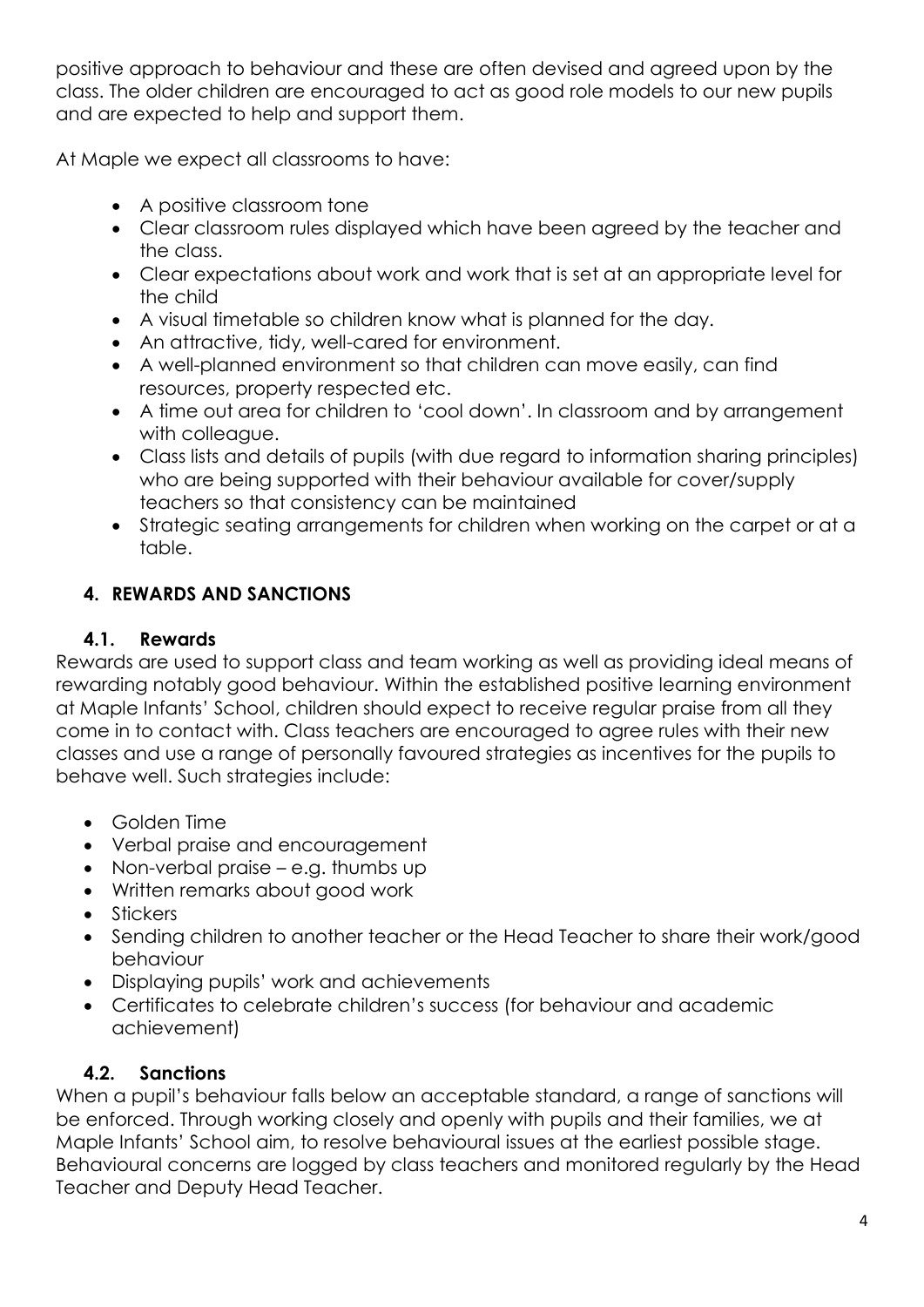positive approach to behaviour and these are often devised and agreed upon by the class. The older children are encouraged to act as good role models to our new pupils and are expected to help and support them.

At Maple we expect all classrooms to have:

- A positive classroom tone
- Clear classroom rules displayed which have been agreed by the teacher and the class.
- Clear expectations about work and work that is set at an appropriate level for the child
- A visual timetable so children know what is planned for the day.
- An attractive, tidy, well-cared for environment.
- A well-planned environment so that children can move easily, can find resources, property respected etc.
- A time out area for children to 'cool down'. In classroom and by arrangement with colleague.
- Class lists and details of pupils (with due regard to information sharing principles) who are being supported with their behaviour available for cover/supply teachers so that consistency can be maintained
- Strategic seating arrangements for children when working on the carpet or at a table.

## 4. REWARDS AND SANCTIONS

### 4.1. Rewards

Rewards are used to support class and team working as well as providing ideal means of rewarding notably good behaviour. Within the established positive learning environment at Maple Infants' School, children should expect to receive regular praise from all they come in to contact with. Class teachers are encouraged to agree rules with their new classes and use a range of personally favoured strategies as incentives for the pupils to behave well. Such strategies include:

- Golden Time
- Verbal praise and encouragement
- Non-verbal praise – e.g. thumbs up
- Written remarks about good work
- Stickers
- Sending children to another teacher or the Head Teacher to share their work/good behaviour
- Displaying pupils' work and achievements
- Certificates to celebrate children's success (for behaviour and academic achievement)

### 4.2. Sanctions

When a pupil's behaviour falls below an acceptable standard, a range of sanctions will be enforced. Through working closely and openly with pupils and their families, we at Maple Infants' School aim, to resolve behavioural issues at the earliest possible stage. Behavioural concerns are logged by class teachers and monitored regularly by the Head Teacher and Deputy Head Teacher.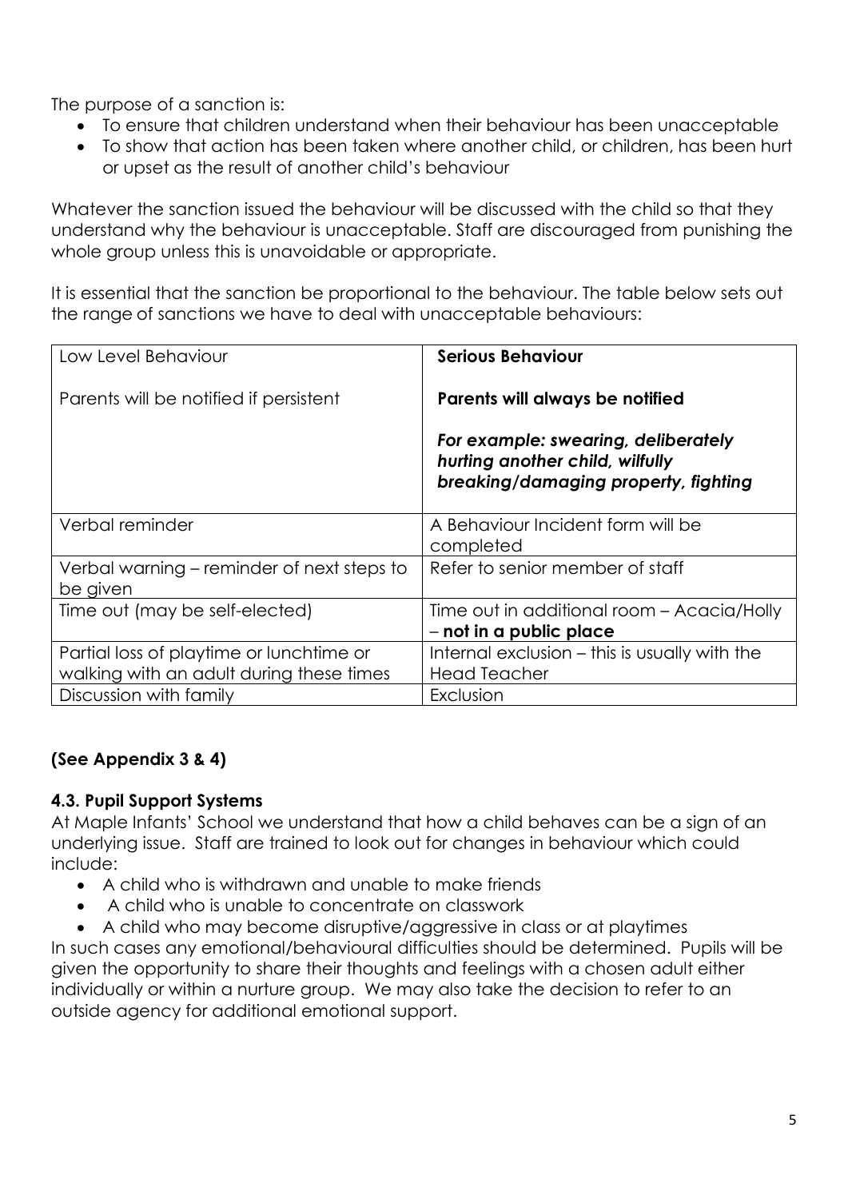The purpose of a sanction is:

- To ensure that children understand when their behaviour has been unacceptable
- To show that action has been taken where another child, or children, has been hurt or upset as the result of another child's behaviour

Whatever the sanction issued the behaviour will be discussed with the child so that they understand why the behaviour is unacceptable. Staff are discouraged from punishing the whole group unless this is unavoidable or appropriate.

It is essential that the sanction be proportional to the behaviour. The table below sets out the range of sanctions we have to deal with unacceptable behaviours:

| Low Level Behaviour<br><br>Parents will be notified if persistent | **Serious Behaviour**<br><br>**Parents will always be notified**<br><br>***For example: swearing, deliberately hurting another child, wilfully breaking/damaging property, fighting*** |
|---|---|
| Verbal reminder | A Behaviour Incident form will be completed |
| Verbal warning – reminder of next steps to be given | Refer to senior member of staff |
| Time out (may be self-elected) | Time out in additional room – Acacia/Holly – **not in a public place** |
| Partial loss of playtime or lunchtime or walking with an adult during these times | Internal exclusion – this is usually with the Head Teacher |
| Discussion with family | Exclusion |

**(See Appendix 3 & 4)**

### 4.3. Pupil Support Systems

At Maple Infants' School we understand that how a child behaves can be a sign of an underlying issue. Staff are trained to look out for changes in behaviour which could include:

- A child who is withdrawn and unable to make friends
- A child who is unable to concentrate on classwork
- A child who may become disruptive/aggressive in class or at playtimes

In such cases any emotional/behavioural difficulties should be determined. Pupils will be given the opportunity to share their thoughts and feelings with a chosen adult either individually or within a nurture group. We may also take the decision to refer to an outside agency for additional emotional support.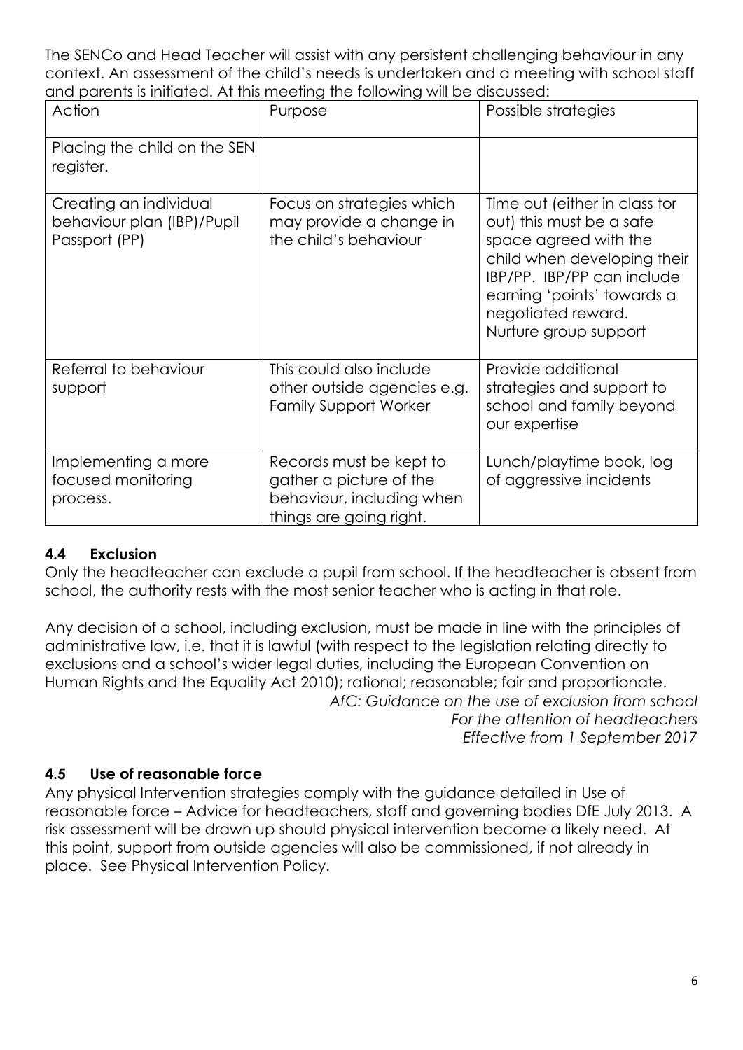The SENCo and Head Teacher will assist with any persistent challenging behaviour in any context. An assessment of the child's needs is undertaken and a meeting with school staff and parents is initiated. At this meeting the following will be discussed:

| Action | Purpose | Possible strategies |
|---|---|---|
| Placing the child on the SEN register. | | |
| Creating an individual behaviour plan (IBP)/Pupil Passport (PP) | Focus on strategies which may provide a change in the child's behaviour | Time out (either in class tor out) this must be a safe space agreed with the child when developing their IBP/PP. IBP/PP can include earning 'points' towards a negotiated reward. Nurture group support |
| Referral to behaviour support | This could also include other outside agencies e.g. Family Support Worker | Provide additional strategies and support to school and family beyond our expertise |
| Implementing a more focused monitoring process. | Records must be kept to gather a picture of the behaviour, including when things are going right. | Lunch/playtime book, log of aggressive incidents |

### 4.4 Exclusion

Only the headteacher can exclude a pupil from school. If the headteacher is absent from school, the authority rests with the most senior teacher who is acting in that role.

Any decision of a school, including exclusion, must be made in line with the principles of administrative law, i.e. that it is lawful (with respect to the legislation relating directly to exclusions and a school's wider legal duties, including the European Convention on Human Rights and the Equality Act 2010); rational; reasonable; fair and proportionate.

*AfC: Guidance on the use of exclusion from school*
*For the attention of headteachers*
*Effective from 1 September 2017*

### 4.5 Use of reasonable force

Any physical Intervention strategies comply with the guidance detailed in Use of reasonable force – Advice for headteachers, staff and governing bodies DfE July 2013. A risk assessment will be drawn up should physical intervention become a likely need. At this point, support from outside agencies will also be commissioned, if not already in place. See Physical Intervention Policy.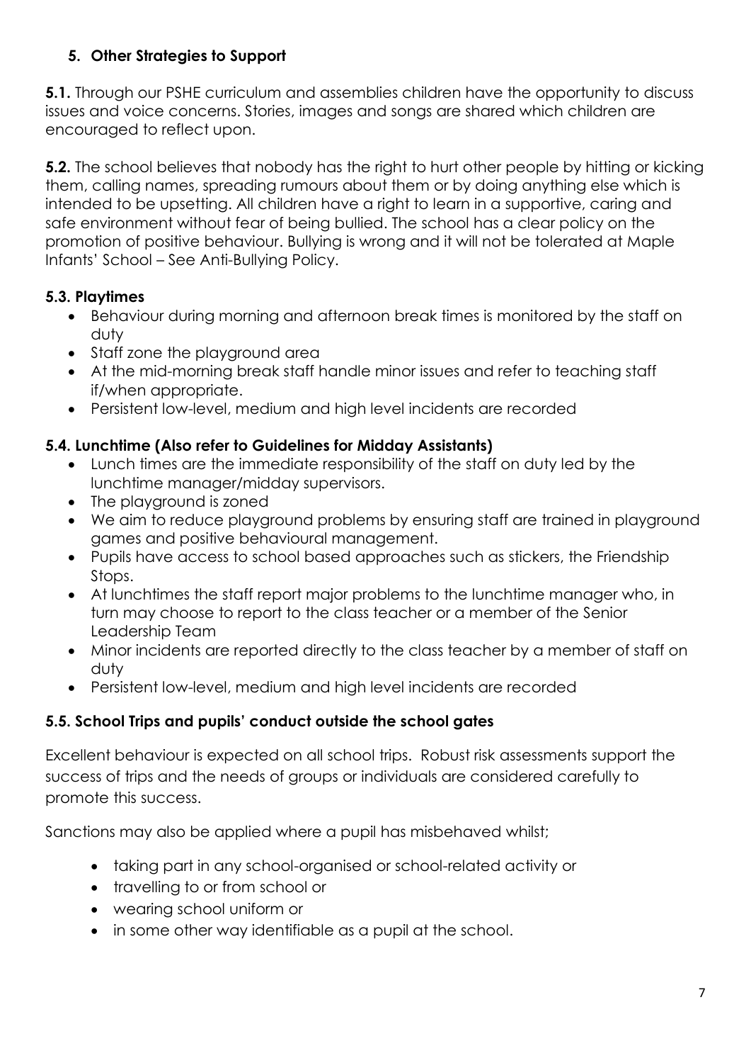## 5. Other Strategies to Support

**5.1.** Through our PSHE curriculum and assemblies children have the opportunity to discuss issues and voice concerns. Stories, images and songs are shared which children are encouraged to reflect upon.

**5.2.** The school believes that nobody has the right to hurt other people by hitting or kicking them, calling names, spreading rumours about them or by doing anything else which is intended to be upsetting. All children have a right to learn in a supportive, caring and safe environment without fear of being bullied. The school has a clear policy on the promotion of positive behaviour. Bullying is wrong and it will not be tolerated at Maple Infants' School – See Anti-Bullying Policy.

### 5.3. Playtimes

- Behaviour during morning and afternoon break times is monitored by the staff on duty
- Staff zone the playground area
- At the mid-morning break staff handle minor issues and refer to teaching staff if/when appropriate.
- Persistent low-level, medium and high level incidents are recorded

### 5.4. Lunchtime (Also refer to Guidelines for Midday Assistants)

- Lunch times are the immediate responsibility of the staff on duty led by the lunchtime manager/midday supervisors.
- The playground is zoned
- We aim to reduce playground problems by ensuring staff are trained in playground games and positive behavioural management.
- Pupils have access to school based approaches such as stickers, the Friendship Stops.
- At lunchtimes the staff report major problems to the lunchtime manager who, in turn may choose to report to the class teacher or a member of the Senior Leadership Team
- Minor incidents are reported directly to the class teacher by a member of staff on duty
- Persistent low-level, medium and high level incidents are recorded

### 5.5. School Trips and pupils' conduct outside the school gates

Excellent behaviour is expected on all school trips. Robust risk assessments support the success of trips and the needs of groups or individuals are considered carefully to promote this success.

Sanctions may also be applied where a pupil has misbehaved whilst;

- taking part in any school-organised or school-related activity or
- travelling to or from school or
- wearing school uniform or
- in some other way identifiable as a pupil at the school.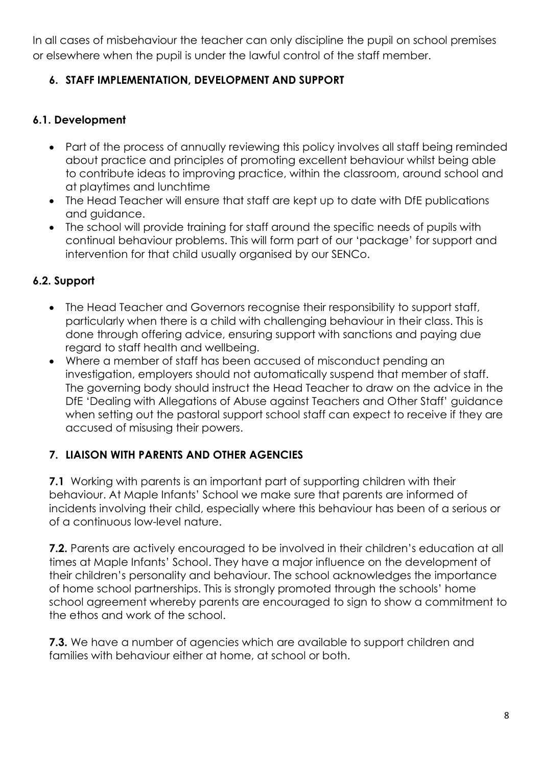In all cases of misbehaviour the teacher can only discipline the pupil on school premises or elsewhere when the pupil is under the lawful control of the staff member.

## 6. STAFF IMPLEMENTATION, DEVELOPMENT AND SUPPORT

### 6.1. Development

- Part of the process of annually reviewing this policy involves all staff being reminded about practice and principles of promoting excellent behaviour whilst being able to contribute ideas to improving practice, within the classroom, around school and at playtimes and lunchtime
- The Head Teacher will ensure that staff are kept up to date with DfE publications and guidance.
- The school will provide training for staff around the specific needs of pupils with continual behaviour problems. This will form part of our 'package' for support and intervention for that child usually organised by our SENCo.

### 6.2. Support

- The Head Teacher and Governors recognise their responsibility to support staff, particularly when there is a child with challenging behaviour in their class. This is done through offering advice, ensuring support with sanctions and paying due regard to staff health and wellbeing.
- Where a member of staff has been accused of misconduct pending an investigation, employers should not automatically suspend that member of staff. The governing body should instruct the Head Teacher to draw on the advice in the DfE 'Dealing with Allegations of Abuse against Teachers and Other Staff' guidance when setting out the pastoral support school staff can expect to receive if they are accused of misusing their powers.

## 7. LIAISON WITH PARENTS AND OTHER AGENCIES

**7.1** Working with parents is an important part of supporting children with their behaviour. At Maple Infants' School we make sure that parents are informed of incidents involving their child, especially where this behaviour has been of a serious or of a continuous low-level nature.

**7.2.** Parents are actively encouraged to be involved in their children's education at all times at Maple Infants' School. They have a major influence on the development of their children's personality and behaviour. The school acknowledges the importance of home school partnerships. This is strongly promoted through the schools' home school agreement whereby parents are encouraged to sign to show a commitment to the ethos and work of the school.

**7.3.** We have a number of agencies which are available to support children and families with behaviour either at home, at school or both.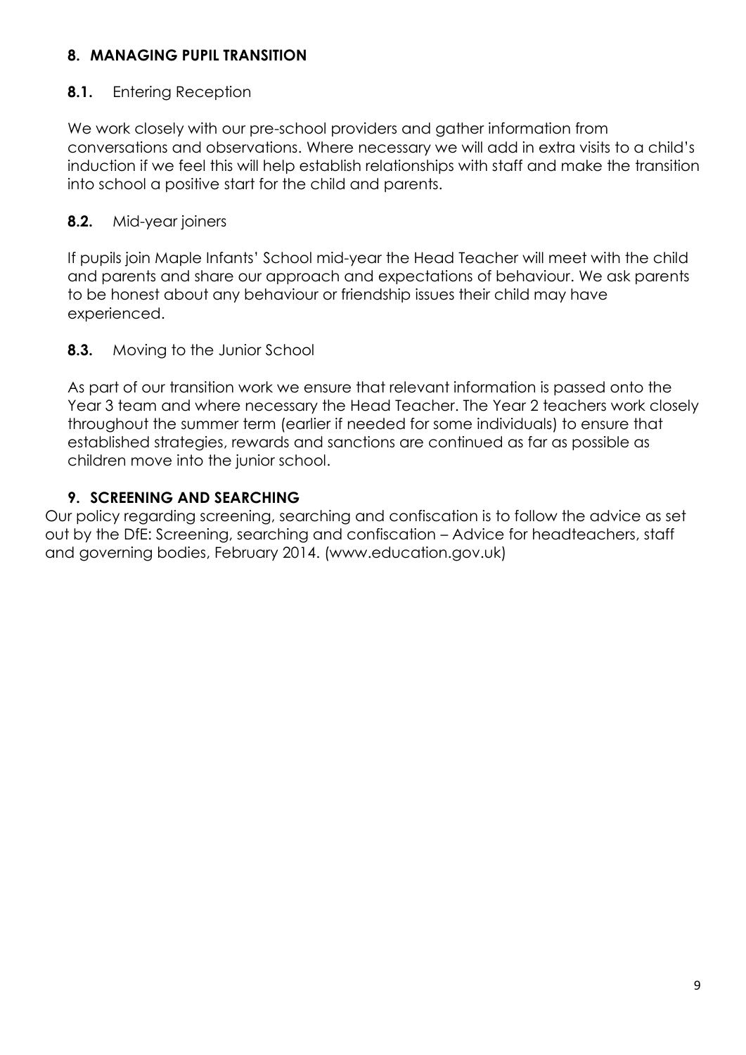## 8. MANAGING PUPIL TRANSITION

### 8.1. Entering Reception

We work closely with our pre-school providers and gather information from conversations and observations. Where necessary we will add in extra visits to a child's induction if we feel this will help establish relationships with staff and make the transition into school a positive start for the child and parents.

### 8.2. Mid-year joiners

If pupils join Maple Infants' School mid-year the Head Teacher will meet with the child and parents and share our approach and expectations of behaviour. We ask parents to be honest about any behaviour or friendship issues their child may have experienced.

### 8.3. Moving to the Junior School

As part of our transition work we ensure that relevant information is passed onto the Year 3 team and where necessary the Head Teacher. The Year 2 teachers work closely throughout the summer term (earlier if needed for some individuals) to ensure that established strategies, rewards and sanctions are continued as far as possible as children move into the junior school.

## 9. SCREENING AND SEARCHING

Our policy regarding screening, searching and confiscation is to follow the advice as set out by the DfE: Screening, searching and confiscation – Advice for headteachers, staff and governing bodies, February 2014. (www.education.gov.uk)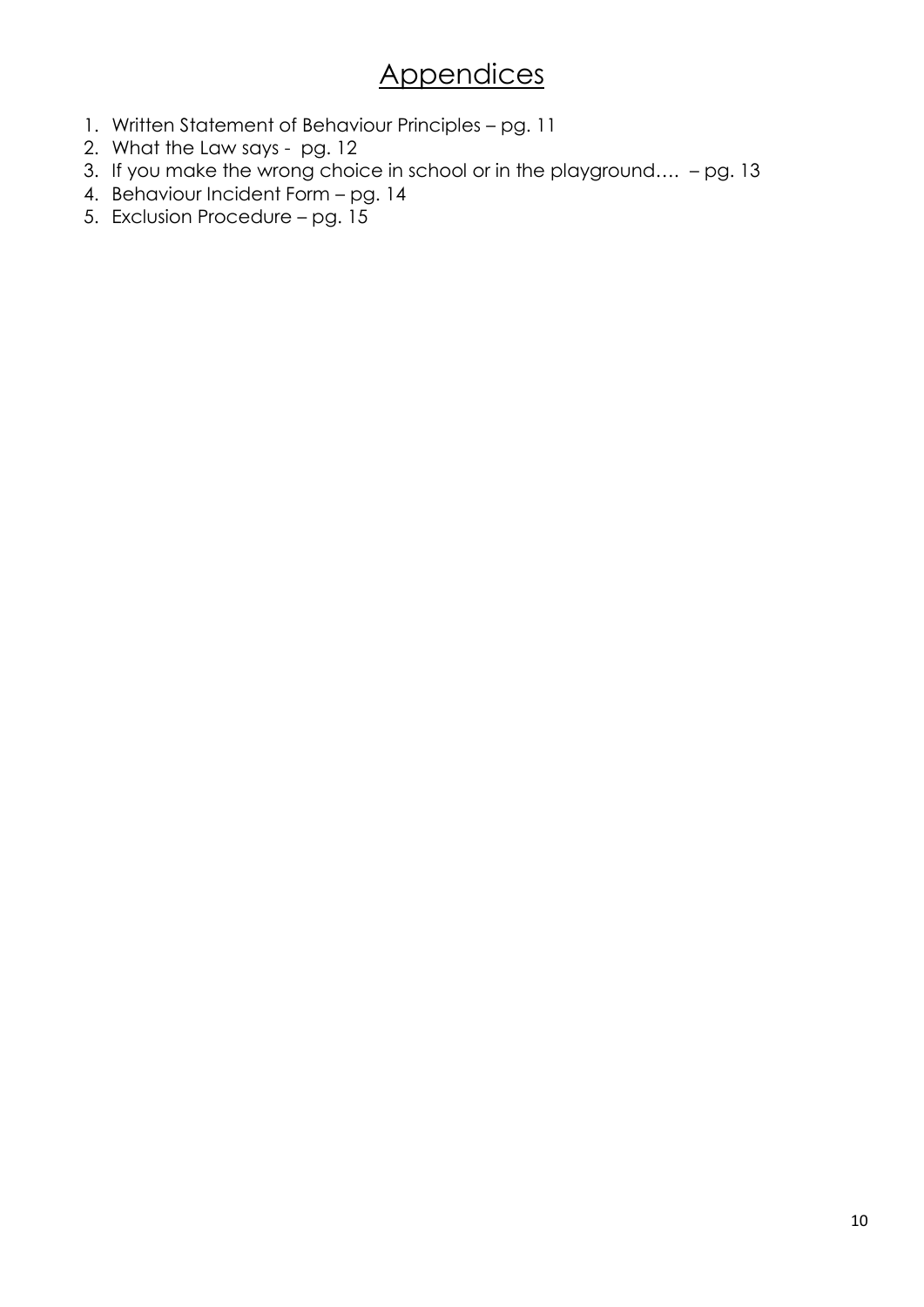# Appendices

1. Written Statement of Behaviour Principles – pg. 11
2. What the Law says - pg. 12
3. If you make the wrong choice in school or in the playground…. – pg. 13
4. Behaviour Incident Form – pg. 14
5. Exclusion Procedure – pg. 15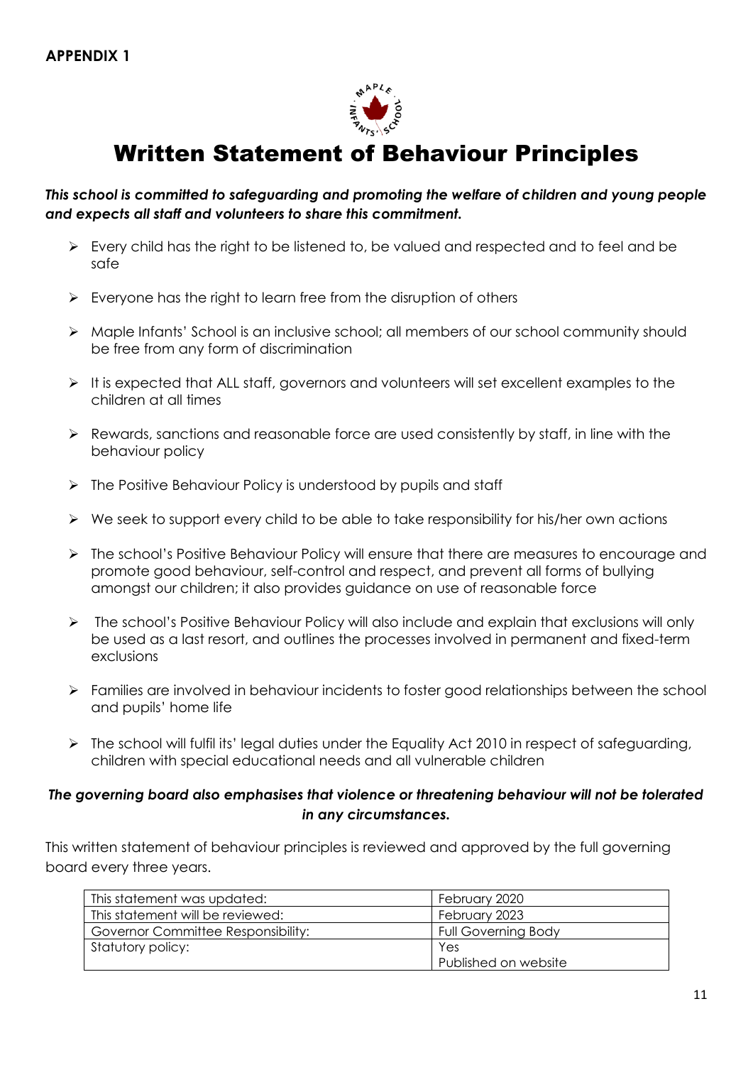**APPENDIX 1**

# Written Statement of Behaviour Principles

***This school is committed to safeguarding and promoting the welfare of children and young people and expects all staff and volunteers to share this commitment.***

- Every child has the right to be listened to, be valued and respected and to feel and be safe
- Everyone has the right to learn free from the disruption of others
- Maple Infants' School is an inclusive school; all members of our school community should be free from any form of discrimination
- It is expected that ALL staff, governors and volunteers will set excellent examples to the children at all times
- Rewards, sanctions and reasonable force are used consistently by staff, in line with the behaviour policy
- The Positive Behaviour Policy is understood by pupils and staff
- We seek to support every child to be able to take responsibility for his/her own actions
- The school's Positive Behaviour Policy will ensure that there are measures to encourage and promote good behaviour, self-control and respect, and prevent all forms of bullying amongst our children; it also provides guidance on use of reasonable force
- The school's Positive Behaviour Policy will also include and explain that exclusions will only be used as a last resort, and outlines the processes involved in permanent and fixed-term exclusions
- Families are involved in behaviour incidents to foster good relationships between the school and pupils' home life
- The school will fulfil its' legal duties under the Equality Act 2010 in respect of safeguarding, children with special educational needs and all vulnerable children

***The governing board also emphasises that violence or threatening behaviour will not be tolerated in any circumstances.***

This written statement of behaviour principles is reviewed and approved by the full governing board every three years.

| | |
|---|---|
| This statement was updated: | February 2020 |
| This statement will be reviewed: | February 2023 |
| Governor Committee Responsibility: | Full Governing Body |
| Statutory policy: | Yes<br>Published on website |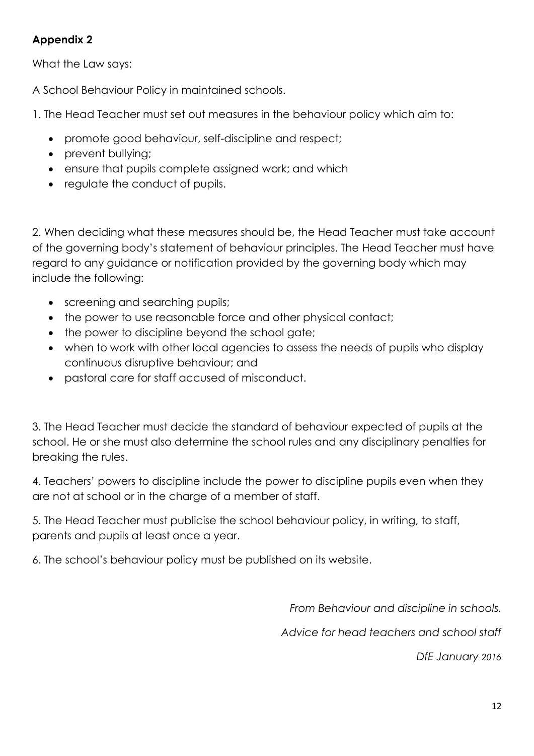**Appendix 2**

What the Law says:

A School Behaviour Policy in maintained schools.

1. The Head Teacher must set out measures in the behaviour policy which aim to:

- promote good behaviour, self-discipline and respect;
- prevent bullying;
- ensure that pupils complete assigned work; and which
- regulate the conduct of pupils.

2. When deciding what these measures should be, the Head Teacher must take account of the governing body's statement of behaviour principles. The Head Teacher must have regard to any guidance or notification provided by the governing body which may include the following:

- screening and searching pupils;
- the power to use reasonable force and other physical contact;
- the power to discipline beyond the school gate;
- when to work with other local agencies to assess the needs of pupils who display continuous disruptive behaviour; and
- pastoral care for staff accused of misconduct.

3. The Head Teacher must decide the standard of behaviour expected of pupils at the school. He or she must also determine the school rules and any disciplinary penalties for breaking the rules.

4. Teachers' powers to discipline include the power to discipline pupils even when they are not at school or in the charge of a member of staff.

5. The Head Teacher must publicise the school behaviour policy, in writing, to staff, parents and pupils at least once a year.

6. The school's behaviour policy must be published on its website.

*From Behaviour and discipline in schools.*

*Advice for head teachers and school staff*

*DfE January 2016*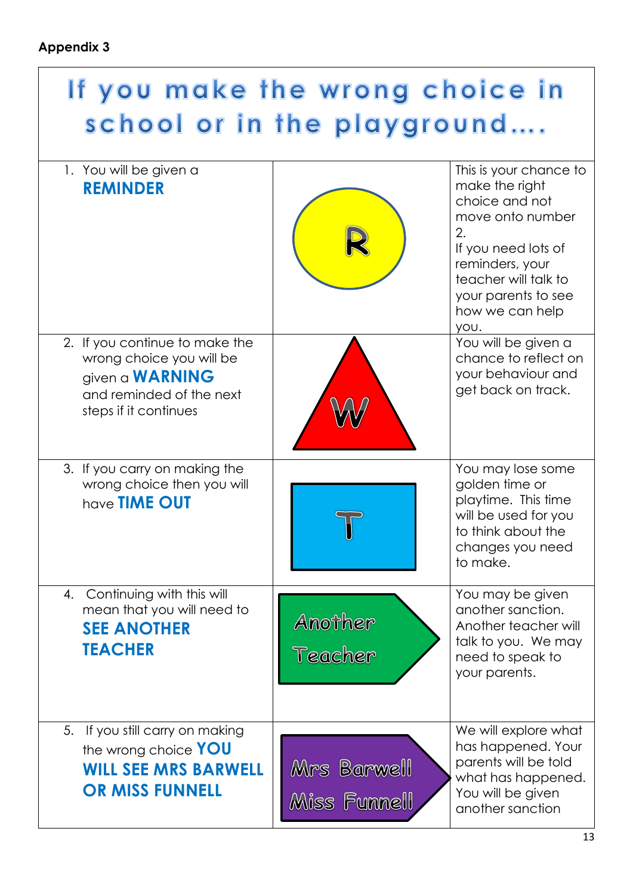**Appendix 3**

| If you make the wrong choice in school or in the playground…. | | |
|---|---|---|
| 1. You will be given a **REMINDER** | R | This is your chance to make the right choice and not move onto number 2. If you need lots of reminders, your teacher will talk to your parents to see how we can help you. |
| 2. If you continue to make the wrong choice you will be given a **WARNING** and reminded of the next steps if it continues | W | You will be given a chance to reflect on your behaviour and get back on track. |
| 3. If you carry on making the wrong choice then you will have **TIME OUT** | T | You may lose some golden time or playtime. This time will be used for you to think about the changes you need to make. |
| 4. Continuing with this will mean that you will need to **SEE ANOTHER TEACHER** | Another Teacher | You may be given another sanction. Another teacher will talk to you. We may need to speak to your parents. |
| 5. If you still carry on making the wrong choice **YOU WILL SEE MRS BARWELL OR MISS FUNNELL** | Mrs Barwell Miss Funnell | We will explore what has happened. Your parents will be told what has happened. You will be given another sanction |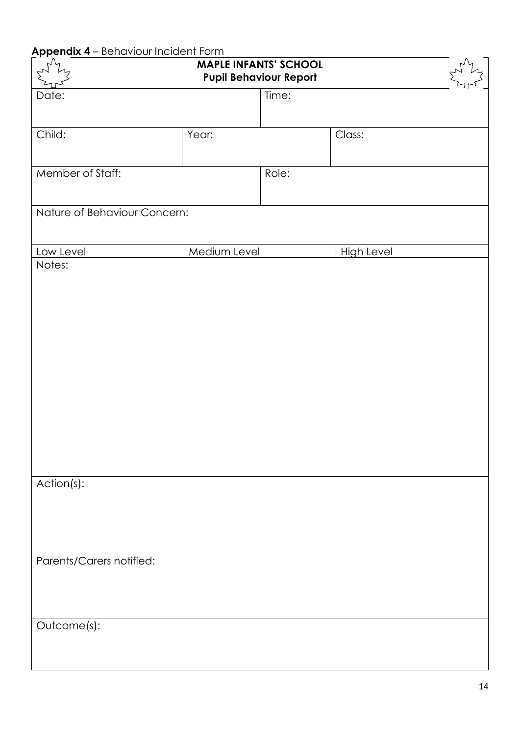**Appendix 4** – Behaviour Incident Form

**MAPLE INFANTS' SCHOOL**
**Pupil Behaviour Report**

| | | |
|---|---|---|
| Date: | Time: | |
| Child: | Year: | Class: |
| Member of Staff: | Role: | |
| Nature of Behaviour Concern: | | |
| Low Level | Medium Level | High Level |
| Notes: | | |
| Action(s):<br><br>Parents/Carers notified: | | |
| Outcome(s): | | |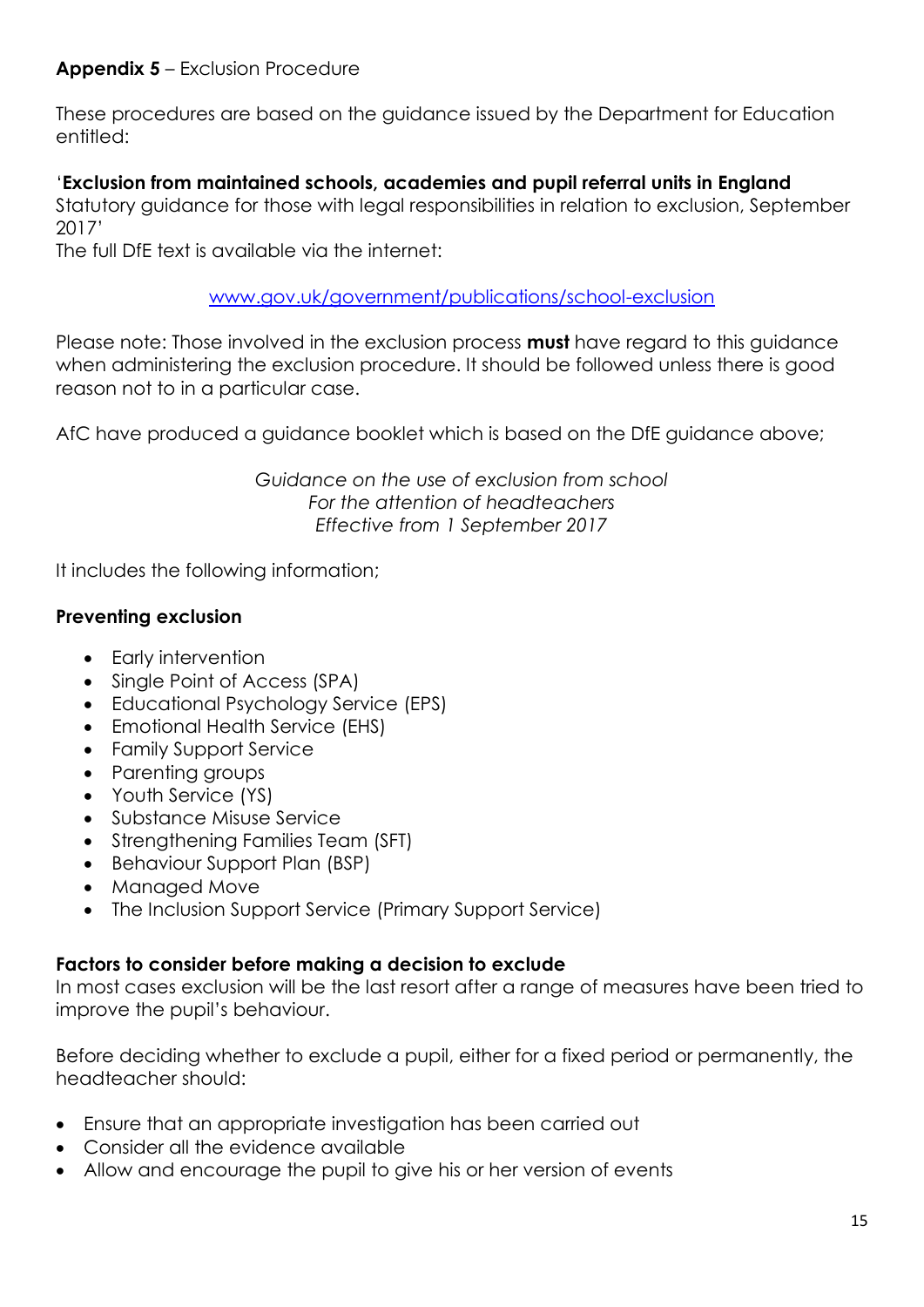**Appendix 5** – Exclusion Procedure

These procedures are based on the guidance issued by the Department for Education entitled:

'**Exclusion from maintained schools, academies and pupil referral units in England**
Statutory guidance for those with legal responsibilities in relation to exclusion, September 2017'
The full DfE text is available via the internet:

[www.gov.uk/government/publications/school-exclusion](http://www.gov.uk/government/publications/school-exclusion)

Please note: Those involved in the exclusion process **must** have regard to this guidance when administering the exclusion procedure. It should be followed unless there is good reason not to in a particular case.

AfC have produced a guidance booklet which is based on the DfE guidance above;

*Guidance on the use of exclusion from school*
*For the attention of headteachers*
*Effective from 1 September 2017*

It includes the following information;

**Preventing exclusion**

- Early intervention
- Single Point of Access (SPA)
- Educational Psychology Service (EPS)
- Emotional Health Service (EHS)
- Family Support Service
- Parenting groups
- Youth Service (YS)
- Substance Misuse Service
- Strengthening Families Team (SFT)
- Behaviour Support Plan (BSP)
- Managed Move
- The Inclusion Support Service (Primary Support Service)

**Factors to consider before making a decision to exclude**
In most cases exclusion will be the last resort after a range of measures have been tried to improve the pupil's behaviour.

Before deciding whether to exclude a pupil, either for a fixed period or permanently, the headteacher should:

- Ensure that an appropriate investigation has been carried out
- Consider all the evidence available
- Allow and encourage the pupil to give his or her version of events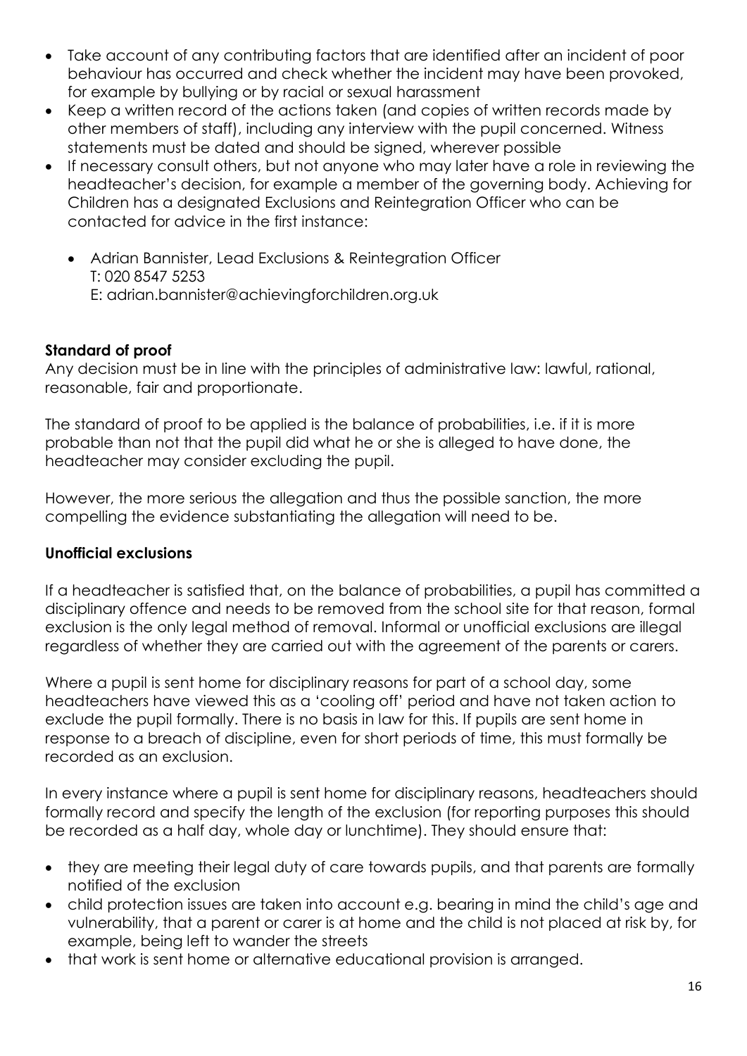- Take account of any contributing factors that are identified after an incident of poor behaviour has occurred and check whether the incident may have been provoked, for example by bullying or by racial or sexual harassment
- Keep a written record of the actions taken (and copies of written records made by other members of staff), including any interview with the pupil concerned. Witness statements must be dated and should be signed, wherever possible
- If necessary consult others, but not anyone who may later have a role in reviewing the headteacher's decision, for example a member of the governing body. Achieving for Children has a designated Exclusions and Reintegration Officer who can be contacted for advice in the first instance:
  - Adrian Bannister, Lead Exclusions & Reintegration Officer
    T: 020 8547 5253
    E: adrian.bannister@achievingforchildren.org.uk

**Standard of proof**

Any decision must be in line with the principles of administrative law: lawful, rational, reasonable, fair and proportionate.

The standard of proof to be applied is the balance of probabilities, i.e. if it is more probable than not that the pupil did what he or she is alleged to have done, the headteacher may consider excluding the pupil.

However, the more serious the allegation and thus the possible sanction, the more compelling the evidence substantiating the allegation will need to be.

**Unofficial exclusions**

If a headteacher is satisfied that, on the balance of probabilities, a pupil has committed a disciplinary offence and needs to be removed from the school site for that reason, formal exclusion is the only legal method of removal. Informal or unofficial exclusions are illegal regardless of whether they are carried out with the agreement of the parents or carers.

Where a pupil is sent home for disciplinary reasons for part of a school day, some headteachers have viewed this as a 'cooling off' period and have not taken action to exclude the pupil formally. There is no basis in law for this. If pupils are sent home in response to a breach of discipline, even for short periods of time, this must formally be recorded as an exclusion.

In every instance where a pupil is sent home for disciplinary reasons, headteachers should formally record and specify the length of the exclusion (for reporting purposes this should be recorded as a half day, whole day or lunchtime). They should ensure that:

- they are meeting their legal duty of care towards pupils, and that parents are formally notified of the exclusion
- child protection issues are taken into account e.g. bearing in mind the child's age and vulnerability, that a parent or carer is at home and the child is not placed at risk by, for example, being left to wander the streets
- that work is sent home or alternative educational provision is arranged.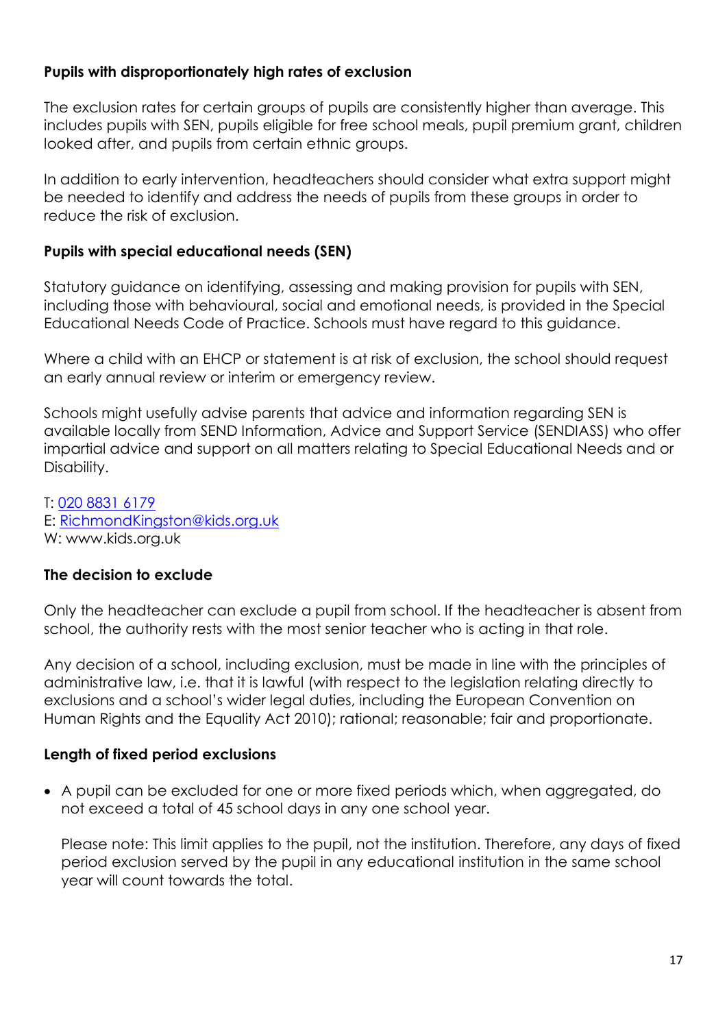### Pupils with disproportionately high rates of exclusion

The exclusion rates for certain groups of pupils are consistently higher than average. This includes pupils with SEN, pupils eligible for free school meals, pupil premium grant, children looked after, and pupils from certain ethnic groups.

In addition to early intervention, headteachers should consider what extra support might be needed to identify and address the needs of pupils from these groups in order to reduce the risk of exclusion.

### Pupils with special educational needs (SEN)

Statutory guidance on identifying, assessing and making provision for pupils with SEN, including those with behavioural, social and emotional needs, is provided in the Special Educational Needs Code of Practice. Schools must have regard to this guidance.

Where a child with an EHCP or statement is at risk of exclusion, the school should request an early annual review or interim or emergency review.

Schools might usefully advise parents that advice and information regarding SEN is available locally from SEND Information, Advice and Support Service (SENDIASS) who offer impartial advice and support on all matters relating to Special Educational Needs and or Disability.

T: 020 8831 6179
E: RichmondKingston@kids.org.uk
W: www.kids.org.uk

### The decision to exclude

Only the headteacher can exclude a pupil from school. If the headteacher is absent from school, the authority rests with the most senior teacher who is acting in that role.

Any decision of a school, including exclusion, must be made in line with the principles of administrative law, i.e. that it is lawful (with respect to the legislation relating directly to exclusions and a school's wider legal duties, including the European Convention on Human Rights and the Equality Act 2010); rational; reasonable; fair and proportionate.

### Length of fixed period exclusions

- A pupil can be excluded for one or more fixed periods which, when aggregated, do not exceed a total of 45 school days in any one school year.

  Please note: This limit applies to the pupil, not the institution. Therefore, any days of fixed period exclusion served by the pupil in any educational institution in the same school year will count towards the total.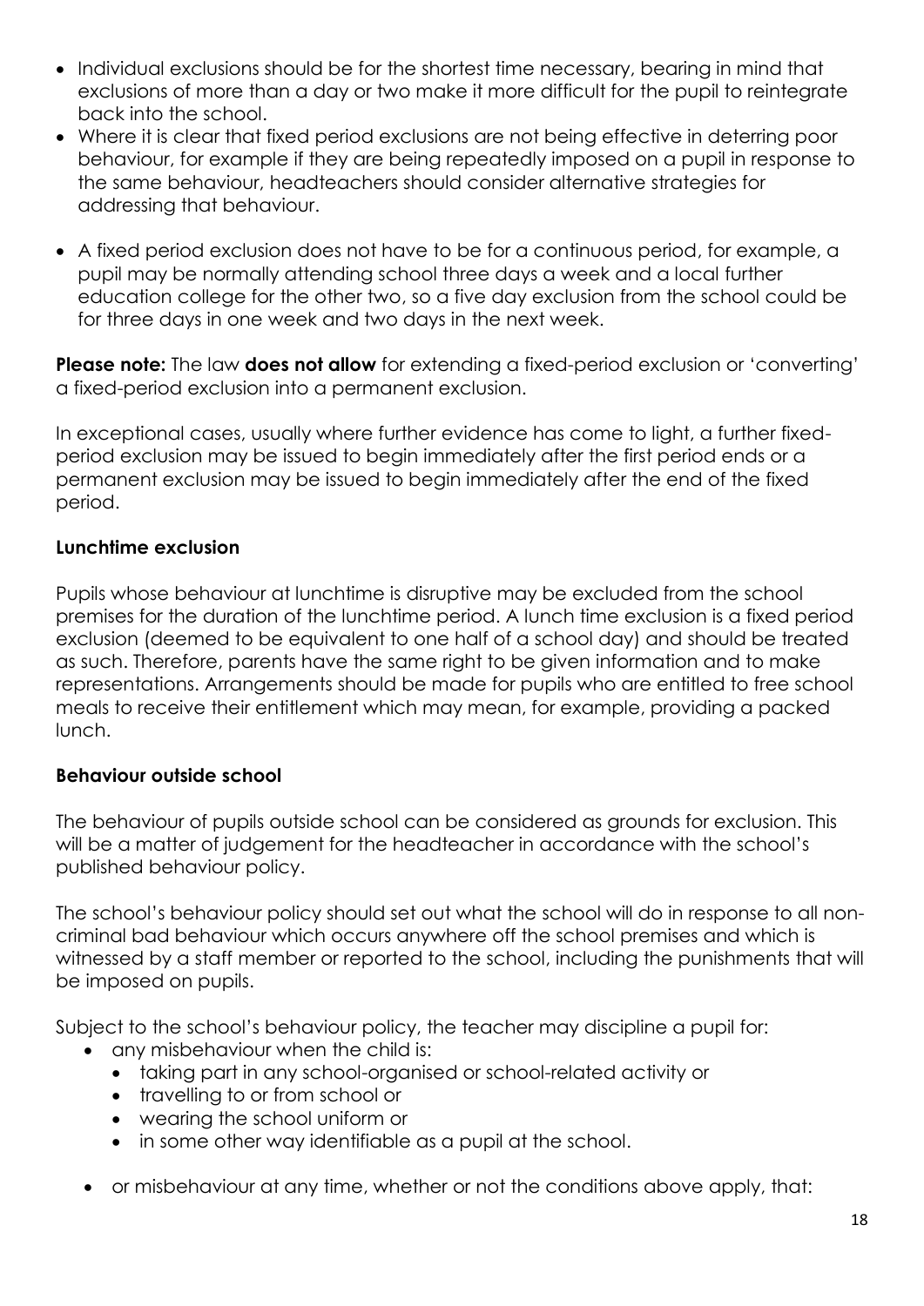- Individual exclusions should be for the shortest time necessary, bearing in mind that exclusions of more than a day or two make it more difficult for the pupil to reintegrate back into the school.
- Where it is clear that fixed period exclusions are not being effective in deterring poor behaviour, for example if they are being repeatedly imposed on a pupil in response to the same behaviour, headteachers should consider alternative strategies for addressing that behaviour.
- A fixed period exclusion does not have to be for a continuous period, for example, a pupil may be normally attending school three days a week and a local further education college for the other two, so a five day exclusion from the school could be for three days in one week and two days in the next week.

**Please note:** The law **does not allow** for extending a fixed-period exclusion or 'converting' a fixed-period exclusion into a permanent exclusion.

In exceptional cases, usually where further evidence has come to light, a further fixed-period exclusion may be issued to begin immediately after the first period ends or a permanent exclusion may be issued to begin immediately after the end of the fixed period.

**Lunchtime exclusion**

Pupils whose behaviour at lunchtime is disruptive may be excluded from the school premises for the duration of the lunchtime period. A lunch time exclusion is a fixed period exclusion (deemed to be equivalent to one half of a school day) and should be treated as such. Therefore, parents have the same right to be given information and to make representations. Arrangements should be made for pupils who are entitled to free school meals to receive their entitlement which may mean, for example, providing a packed lunch.

**Behaviour outside school**

The behaviour of pupils outside school can be considered as grounds for exclusion. This will be a matter of judgement for the headteacher in accordance with the school's published behaviour policy.

The school's behaviour policy should set out what the school will do in response to all non-criminal bad behaviour which occurs anywhere off the school premises and which is witnessed by a staff member or reported to the school, including the punishments that will be imposed on pupils.

Subject to the school's behaviour policy, the teacher may discipline a pupil for:

- any misbehaviour when the child is:
  - taking part in any school-organised or school-related activity or
  - travelling to or from school or
  - wearing the school uniform or
  - in some other way identifiable as a pupil at the school.
- or misbehaviour at any time, whether or not the conditions above apply, that: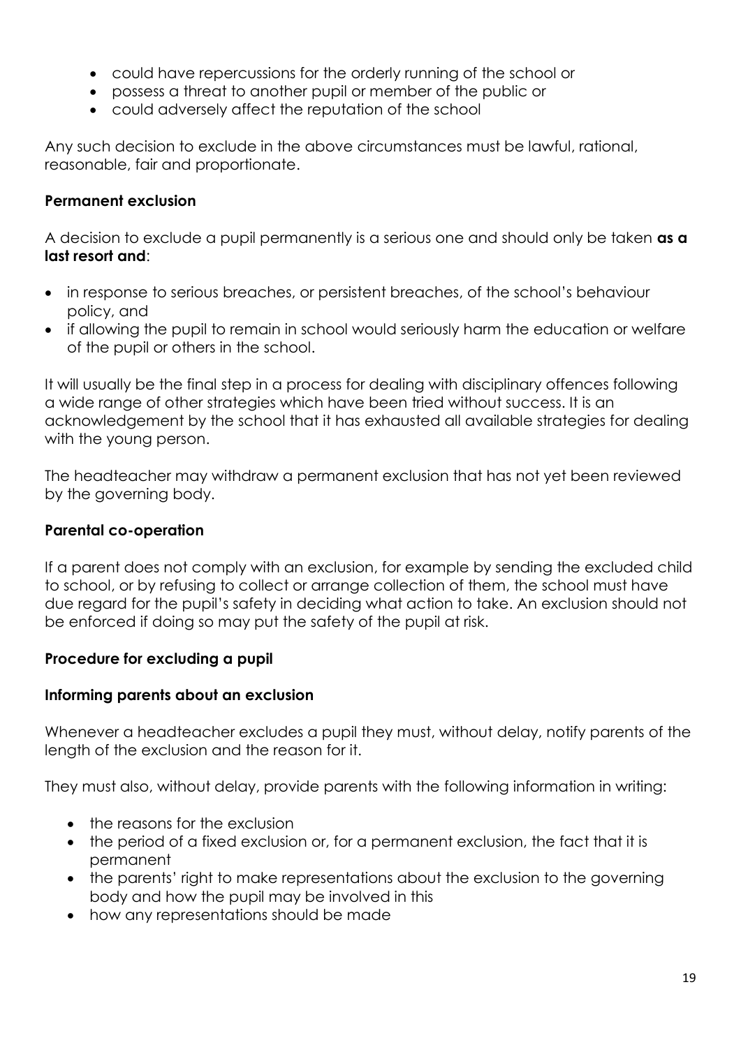- could have repercussions for the orderly running of the school or
- possess a threat to another pupil or member of the public or
- could adversely affect the reputation of the school

Any such decision to exclude in the above circumstances must be lawful, rational, reasonable, fair and proportionate.

**Permanent exclusion**

A decision to exclude a pupil permanently is a serious one and should only be taken **as a last resort and**:

- in response to serious breaches, or persistent breaches, of the school's behaviour policy, and
- if allowing the pupil to remain in school would seriously harm the education or welfare of the pupil or others in the school.

It will usually be the final step in a process for dealing with disciplinary offences following a wide range of other strategies which have been tried without success. It is an acknowledgement by the school that it has exhausted all available strategies for dealing with the young person.

The headteacher may withdraw a permanent exclusion that has not yet been reviewed by the governing body.

**Parental co-operation**

If a parent does not comply with an exclusion, for example by sending the excluded child to school, or by refusing to collect or arrange collection of them, the school must have due regard for the pupil's safety in deciding what action to take. An exclusion should not be enforced if doing so may put the safety of the pupil at risk.

**Procedure for excluding a pupil**

**Informing parents about an exclusion**

Whenever a headteacher excludes a pupil they must, without delay, notify parents of the length of the exclusion and the reason for it.

They must also, without delay, provide parents with the following information in writing:

- the reasons for the exclusion
- the period of a fixed exclusion or, for a permanent exclusion, the fact that it is permanent
- the parents' right to make representations about the exclusion to the governing body and how the pupil may be involved in this
- how any representations should be made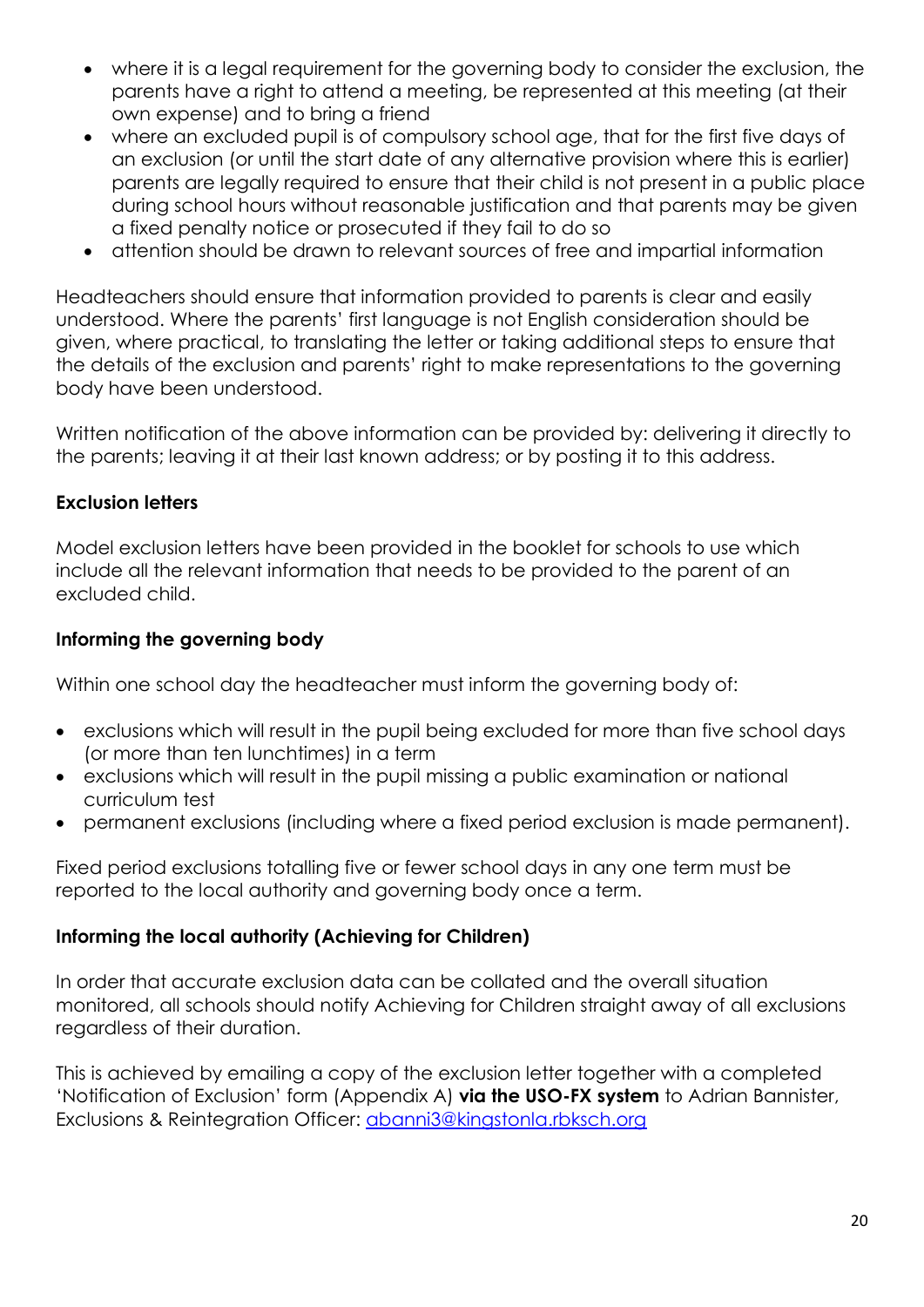- where it is a legal requirement for the governing body to consider the exclusion, the parents have a right to attend a meeting, be represented at this meeting (at their own expense) and to bring a friend
- where an excluded pupil is of compulsory school age, that for the first five days of an exclusion (or until the start date of any alternative provision where this is earlier) parents are legally required to ensure that their child is not present in a public place during school hours without reasonable justification and that parents may be given a fixed penalty notice or prosecuted if they fail to do so
- attention should be drawn to relevant sources of free and impartial information

Headteachers should ensure that information provided to parents is clear and easily understood. Where the parents' first language is not English consideration should be given, where practical, to translating the letter or taking additional steps to ensure that the details of the exclusion and parents' right to make representations to the governing body have been understood.

Written notification of the above information can be provided by: delivering it directly to the parents; leaving it at their last known address; or by posting it to this address.

**Exclusion letters**

Model exclusion letters have been provided in the booklet for schools to use which include all the relevant information that needs to be provided to the parent of an excluded child.

**Informing the governing body**

Within one school day the headteacher must inform the governing body of:

- exclusions which will result in the pupil being excluded for more than five school days (or more than ten lunchtimes) in a term
- exclusions which will result in the pupil missing a public examination or national curriculum test
- permanent exclusions (including where a fixed period exclusion is made permanent).

Fixed period exclusions totalling five or fewer school days in any one term must be reported to the local authority and governing body once a term.

**Informing the local authority (Achieving for Children)**

In order that accurate exclusion data can be collated and the overall situation monitored, all schools should notify Achieving for Children straight away of all exclusions regardless of their duration.

This is achieved by emailing a copy of the exclusion letter together with a completed 'Notification of Exclusion' form (Appendix A) **via the USO-FX system** to Adrian Bannister, Exclusions & Reintegration Officer: abanni3@kingstonla.rbksch.org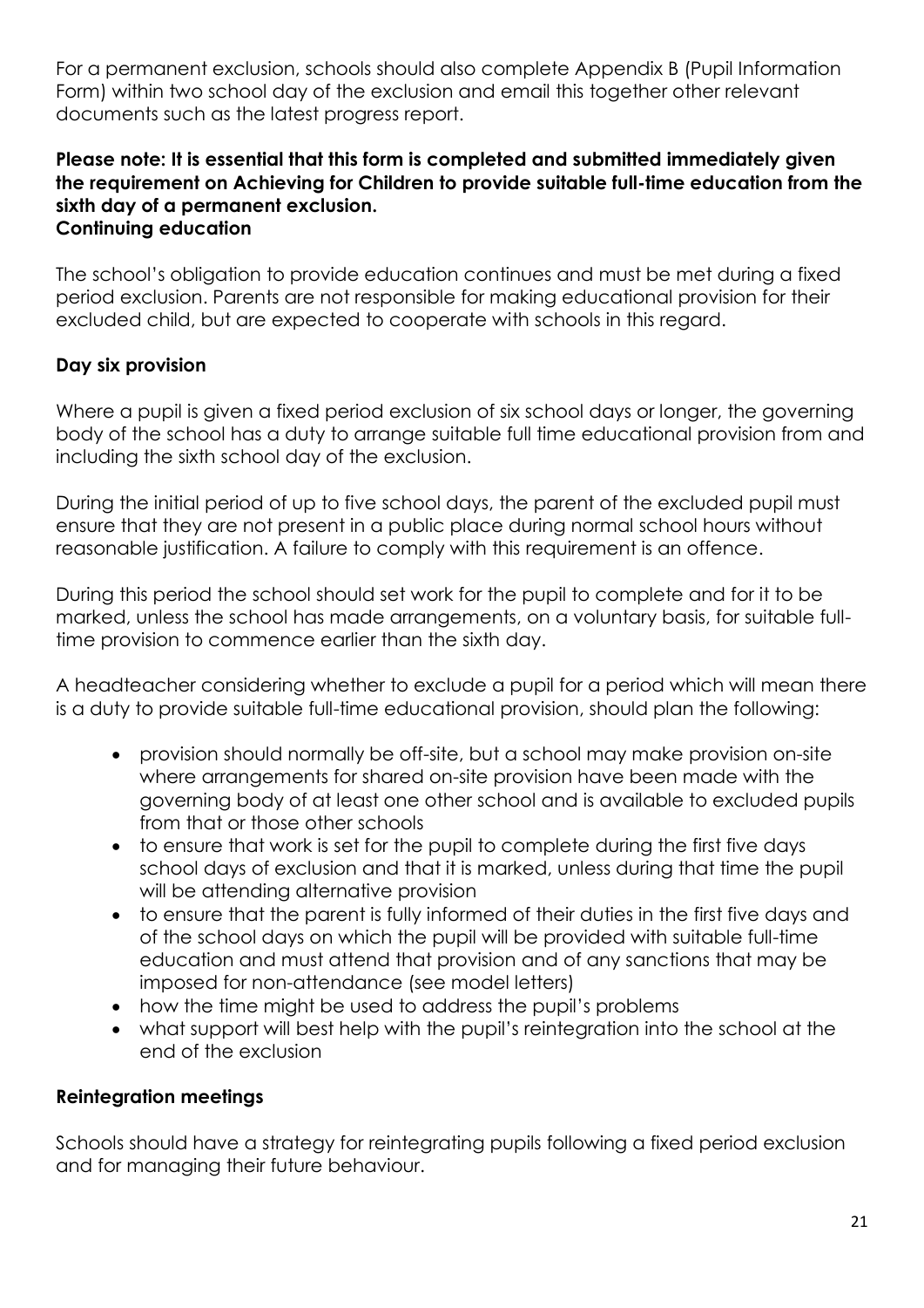For a permanent exclusion, schools should also complete Appendix B (Pupil Information Form) within two school day of the exclusion and email this together other relevant documents such as the latest progress report.

**Please note: It is essential that this form is completed and submitted immediately given the requirement on Achieving for Children to provide suitable full-time education from the sixth day of a permanent exclusion.**

**Continuing education**

The school's obligation to provide education continues and must be met during a fixed period exclusion. Parents are not responsible for making educational provision for their excluded child, but are expected to cooperate with schools in this regard.

**Day six provision**

Where a pupil is given a fixed period exclusion of six school days or longer, the governing body of the school has a duty to arrange suitable full time educational provision from and including the sixth school day of the exclusion.

During the initial period of up to five school days, the parent of the excluded pupil must ensure that they are not present in a public place during normal school hours without reasonable justification. A failure to comply with this requirement is an offence.

During this period the school should set work for the pupil to complete and for it to be marked, unless the school has made arrangements, on a voluntary basis, for suitable full-time provision to commence earlier than the sixth day.

A headteacher considering whether to exclude a pupil for a period which will mean there is a duty to provide suitable full-time educational provision, should plan the following:

- provision should normally be off-site, but a school may make provision on-site where arrangements for shared on-site provision have been made with the governing body of at least one other school and is available to excluded pupils from that or those other schools
- to ensure that work is set for the pupil to complete during the first five days school days of exclusion and that it is marked, unless during that time the pupil will be attending alternative provision
- to ensure that the parent is fully informed of their duties in the first five days and of the school days on which the pupil will be provided with suitable full-time education and must attend that provision and of any sanctions that may be imposed for non-attendance (see model letters)
- how the time might be used to address the pupil's problems
- what support will best help with the pupil's reintegration into the school at the end of the exclusion

**Reintegration meetings**

Schools should have a strategy for reintegrating pupils following a fixed period exclusion and for managing their future behaviour.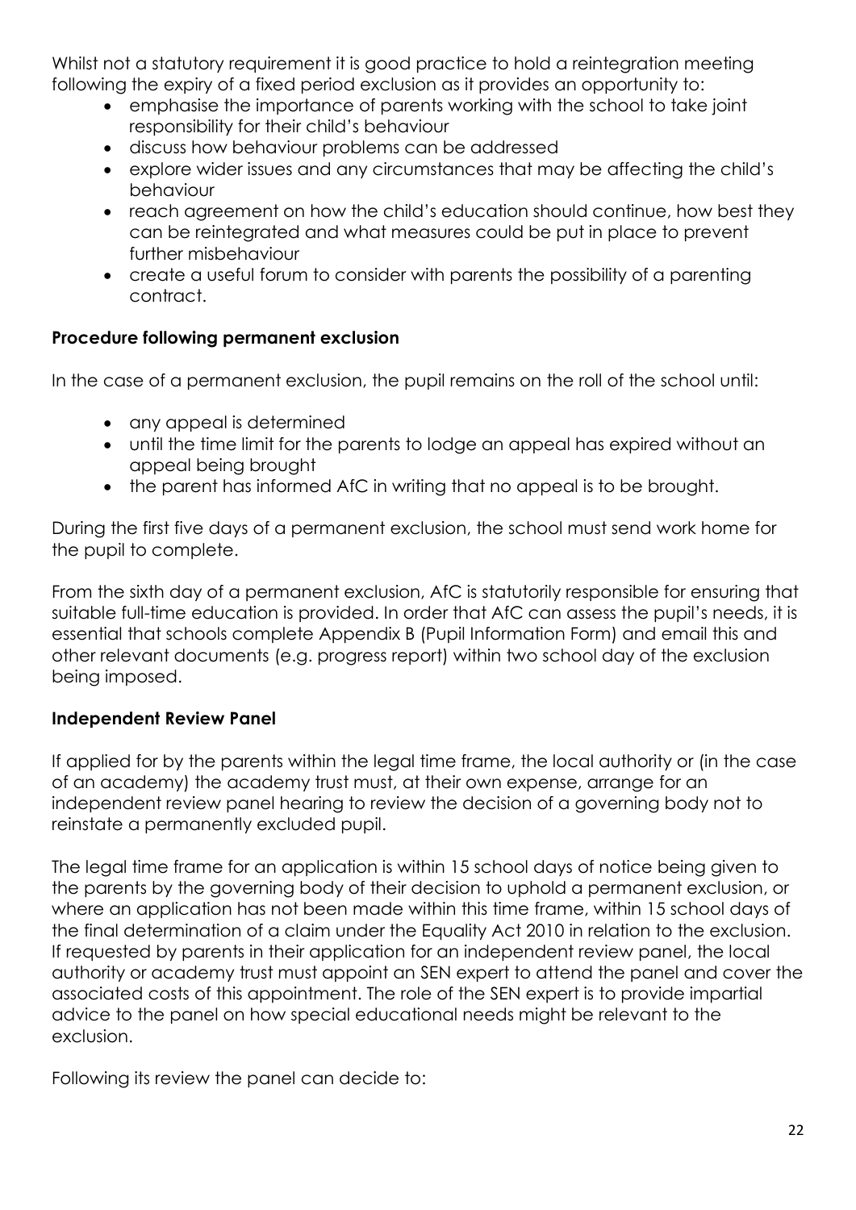Whilst not a statutory requirement it is good practice to hold a reintegration meeting following the expiry of a fixed period exclusion as it provides an opportunity to:

- emphasise the importance of parents working with the school to take joint responsibility for their child's behaviour
- discuss how behaviour problems can be addressed
- explore wider issues and any circumstances that may be affecting the child's behaviour
- reach agreement on how the child's education should continue, how best they can be reintegrated and what measures could be put in place to prevent further misbehaviour
- create a useful forum to consider with parents the possibility of a parenting contract.

**Procedure following permanent exclusion**

In the case of a permanent exclusion, the pupil remains on the roll of the school until:

- any appeal is determined
- until the time limit for the parents to lodge an appeal has expired without an appeal being brought
- the parent has informed AfC in writing that no appeal is to be brought.

During the first five days of a permanent exclusion, the school must send work home for the pupil to complete.

From the sixth day of a permanent exclusion, AfC is statutorily responsible for ensuring that suitable full-time education is provided. In order that AfC can assess the pupil's needs, it is essential that schools complete Appendix B (Pupil Information Form) and email this and other relevant documents (e.g. progress report) within two school day of the exclusion being imposed.

**Independent Review Panel**

If applied for by the parents within the legal time frame, the local authority or (in the case of an academy) the academy trust must, at their own expense, arrange for an independent review panel hearing to review the decision of a governing body not to reinstate a permanently excluded pupil.

The legal time frame for an application is within 15 school days of notice being given to the parents by the governing body of their decision to uphold a permanent exclusion, or where an application has not been made within this time frame, within 15 school days of the final determination of a claim under the Equality Act 2010 in relation to the exclusion. If requested by parents in their application for an independent review panel, the local authority or academy trust must appoint an SEN expert to attend the panel and cover the associated costs of this appointment. The role of the SEN expert is to provide impartial advice to the panel on how special educational needs might be relevant to the exclusion.

Following its review the panel can decide to: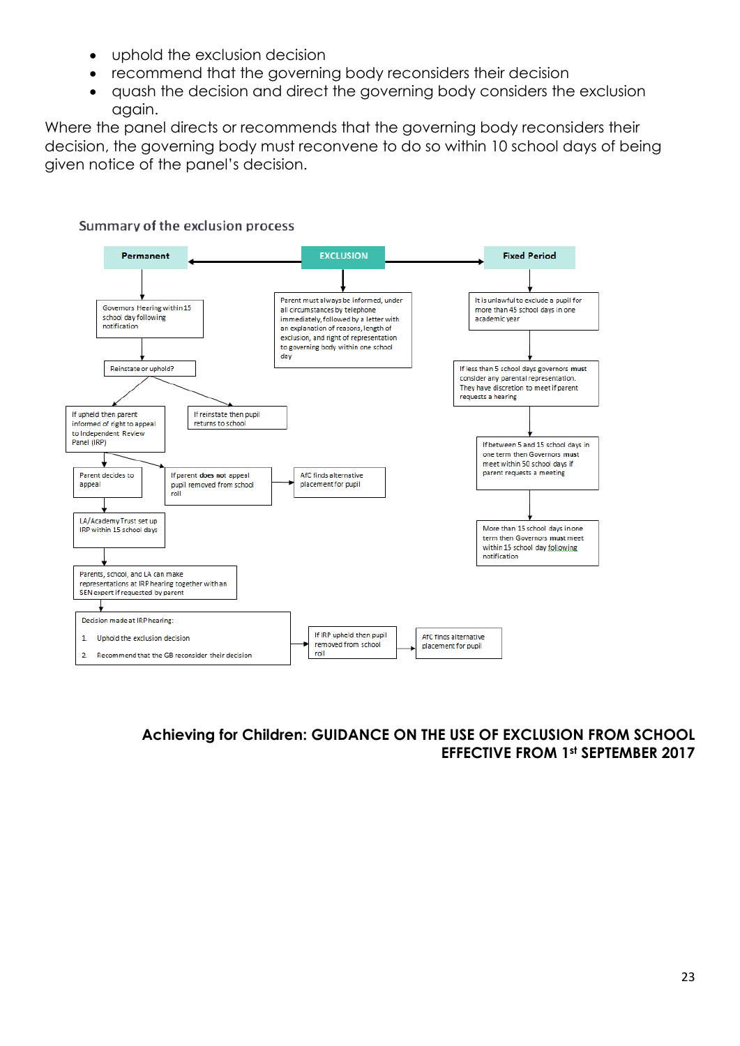- uphold the exclusion decision
- recommend that the governing body reconsiders their decision
- quash the decision and direct the governing body considers the exclusion again.

Where the panel directs or recommends that the governing body reconsiders their decision, the governing body must reconvene to do so within 10 school days of being given notice of the panel's decision.

### Summary of the exclusion process

EXCLUSION

Parent must always be informed, under all circumstances by telephone immediately, followed by a letter with an explanation of reasons, length of exclusion, and right of representation to governing body within one school day

Permanent

Governors Hearing within 15 school day following notification

Reinstate or uphold?

If upheld then parent informed of right to appeal to Independent Review Panel (IRP)

If reinstate then pupil returns to school

Parent decides to appeal

If parent does not appeal pupil removed from school roll

AfC finds alternative placement for pupil

LA/Academy Trust set up IRP within 15 school days

Parents, school, and LA can make representations at IRP hearing together with an SEN expert if requested by parent

Decision made at IRP hearing:

1. Uphold the exclusion decision
2. Recommend that the GB reconsider their decision

If IRP upheld then pupil removed from school roll

AfC finds alternative placement for pupil

Fixed Period

It is unlawful to exclude a pupil for more than 45 school days in one academic year

If less than 5 school days governors must consider any parental representation. They have discretion to meet if parent requests a hearing

If between 5 and 15 school days in one term then Governors must meet within 50 school days if parent requests a meeting

More than 15 school days in one term then Governors must meet within 15 school day following notification

**Achieving for Children: GUIDANCE ON THE USE OF EXCLUSION FROM SCHOOL EFFECTIVE FROM 1st SEPTEMBER 2017**